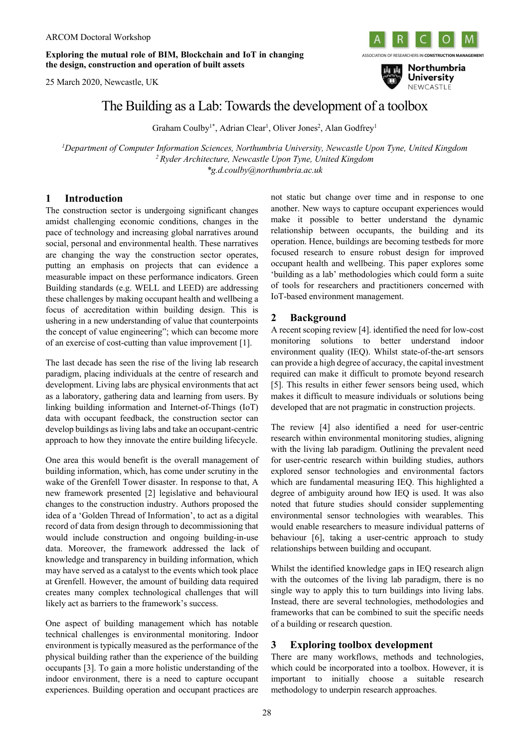ARCOM Doctoral Workshop

**Exploring the mutual role of BIM, Blockchain and IoT in changing the design, construction and operation of built assets**

25 March 2020, Newcastle, UK

# The Building as a Lab: Towards the development of a toolbox

Graham Coulby[1*], Adrian Clear[1], Oliver Jones[2], Alan Godfrey[1]

*[1]Department of Computer Information Sciences, Northumbria University, Newcastle Upon Tyne, United Kingdom*
*[2] Ryder Architecture, Newcastle Upon Tyne, United Kingdom*
*\*g.d.coulby@northumbria.ac.uk*

## 1 Introduction

The construction sector is undergoing significant changes amidst challenging economic conditions, changes in the pace of technology and increasing global narratives around social, personal and environmental health. These narratives are changing the way the construction sector operates, putting an emphasis on projects that can evidence a measurable impact on these performance indicators. Green Building standards (e.g. WELL and LEED) are addressing these challenges by making occupant health and wellbeing a focus of accreditation within building design. This is ushering in a new understanding of value that counterpoints the concept of value engineering"; which can become more of an exercise of cost-cutting than value improvement [1].

The last decade has seen the rise of the living lab research paradigm, placing individuals at the centre of research and development. Living labs are physical environments that act as a laboratory, gathering data and learning from users. By linking building information and Internet-of-Things (IoT) data with occupant feedback, the construction sector can develop buildings as living labs and take an occupant-centric approach to how they innovate the entire building lifecycle.

One area this would benefit is the overall management of building information, which, has come under scrutiny in the wake of the Grenfell Tower disaster. In response to that, A new framework presented [2] legislative and behavioural changes to the construction industry. Authors proposed the idea of a 'Golden Thread of Information', to act as a digital record of data from design through to decommissioning that would include construction and ongoing building-in-use data. Moreover, the framework addressed the lack of knowledge and transparency in building information, which may have served as a catalyst to the events which took place at Grenfell. However, the amount of building data required creates many complex technological challenges that will likely act as barriers to the framework's success.

One aspect of building management which has notable technical challenges is environmental monitoring. Indoor environment is typically measured as the performance of the physical building rather than the experience of the building occupants [3]. To gain a more holistic understanding of the indoor environment, there is a need to capture occupant experiences. Building operation and occupant practices are not static but change over time and in response to one another. New ways to capture occupant experiences would make it possible to better understand the dynamic relationship between occupants, the building and its operation. Hence, buildings are becoming testbeds for more focused research to ensure robust design for improved occupant health and wellbeing. This paper explores some 'building as a lab' methodologies which could form a suite of tools for researchers and practitioners concerned with IoT-based environment management.

## 2 Background

A recent scoping review [4]. identified the need for low-cost monitoring solutions to better understand indoor environment quality (IEQ). Whilst state-of-the-art sensors can provide a high degree of accuracy, the capital investment required can make it difficult to promote beyond research [5]. This results in either fewer sensors being used, which makes it difficult to measure individuals or solutions being developed that are not pragmatic in construction projects.

The review [4] also identified a need for user-centric research within environmental monitoring studies, aligning with the living lab paradigm. Outlining the prevalent need for user-centric research within building studies, authors explored sensor technologies and environmental factors which are fundamental measuring IEQ. This highlighted a degree of ambiguity around how IEQ is used. It was also noted that future studies should consider supplementing environmental sensor technologies with wearables. This would enable researchers to measure individual patterns of behaviour [6], taking a user-centric approach to study relationships between building and occupant.

Whilst the identified knowledge gaps in IEQ research align with the outcomes of the living lab paradigm, there is no single way to apply this to turn buildings into living labs. Instead, there are several technologies, methodologies and frameworks that can be combined to suit the specific needs of a building or research question.

## 3 Exploring toolbox development

There are many workflows, methods and technologies, which could be incorporated into a toolbox. However, it is important to initially choose a suitable research methodology to underpin research approaches.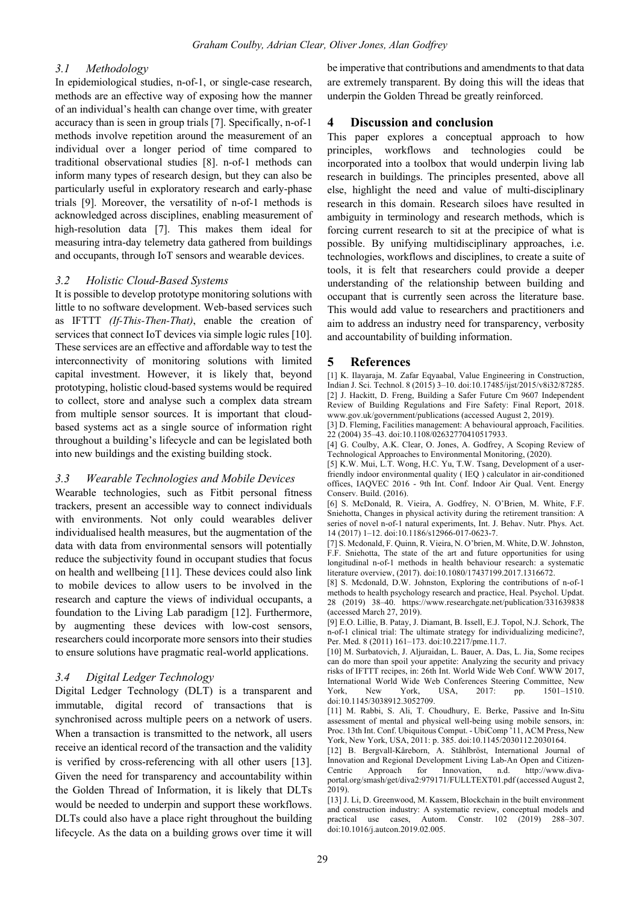### 3.1 Methodology

In epidemiological studies, n-of-1, or single-case research, methods are an effective way of exposing how the manner of an individual's health can change over time, with greater accuracy than is seen in group trials [7]. Specifically, n-of-1 methods involve repetition around the measurement of an individual over a longer period of time compared to traditional observational studies [8]. n-of-1 methods can inform many types of research design, but they can also be particularly useful in exploratory research and early-phase trials [9]. Moreover, the versatility of n-of-1 methods is acknowledged across disciplines, enabling measurement of high-resolution data [7]. This makes them ideal for measuring intra-day telemetry data gathered from buildings and occupants, through IoT sensors and wearable devices.

### 3.2 Holistic Cloud-Based Systems

It is possible to develop prototype monitoring solutions with little to no software development. Web-based services such as IFTTT *(If-This-Then-That)*, enable the creation of services that connect IoT devices via simple logic rules [10]. These services are an effective and affordable way to test the interconnectivity of monitoring solutions with limited capital investment. However, it is likely that, beyond prototyping, holistic cloud-based systems would be required to collect, store and analyse such a complex data stream from multiple sensor sources. It is important that cloud-based systems act as a single source of information right throughout a building's lifecycle and can be legislated both into new buildings and the existing building stock.

### 3.3 Wearable Technologies and Mobile Devices

Wearable technologies, such as Fitbit personal fitness trackers, present an accessible way to connect individuals with environments. Not only could wearables deliver individualised health measures, but the augmentation of the data with data from environmental sensors will potentially reduce the subjectivity found in occupant studies that focus on health and wellbeing [11]. These devices could also link to mobile devices to allow users to be involved in the research and capture the views of individual occupants, a foundation to the Living Lab paradigm [12]. Furthermore, by augmenting these devices with low-cost sensors, researchers could incorporate more sensors into their studies to ensure solutions have pragmatic real-world applications.

### 3.4 Digital Ledger Technology

Digital Ledger Technology (DLT) is a transparent and immutable, digital record of transactions that is synchronised across multiple peers on a network of users. When a transaction is transmitted to the network, all users receive an identical record of the transaction and the validity is verified by cross-referencing with all other users [13]. Given the need for transparency and accountability within the Golden Thread of Information, it is likely that DLTs would be needed to underpin and support these workflows. DLTs could also have a place right throughout the building lifecycle. As the data on a building grows over time it will be imperative that contributions and amendments to that data are extremely transparent. By doing this will the ideas that underpin the Golden Thread be greatly reinforced.

## 4 Discussion and conclusion

This paper explores a conceptual approach to how principles, workflows and technologies could be incorporated into a toolbox that would underpin living lab research in buildings. The principles presented, above all else, highlight the need and value of multi-disciplinary research in this domain. Research siloes have resulted in ambiguity in terminology and research methods, which is forcing current research to sit at the precipice of what is possible. By unifying multidisciplinary approaches, i.e. technologies, workflows and disciplines, to create a suite of tools, it is felt that researchers could provide a deeper understanding of the relationship between building and occupant that is currently seen across the literature base. This would add value to researchers and practitioners and aim to address an industry need for transparency, verbosity and accountability of building information.

## 5 References

[1] K. Ilayaraja, M. Zafar Eqyaabal, Value Engineering in Construction, Indian J. Sci. Technol. 8 (2015) 3–10. doi:10.17485/ijst/2015/v8i32/87285.

[2] J. Hackitt, D. Freng, Building a Safer Future Cm 9607 Independent Review of Building Regulations and Fire Safety: Final Report, 2018. www.gov.uk/government/publications (accessed August 2, 2019).

[3] D. Fleming, Facilities management: A behavioural approach, Facilities. 22 (2004) 35–43. doi:10.1108/02632770410517933.

[4] G. Coulby, A.K. Clear, O. Jones, A. Godfrey, A Scoping Review of Technological Approaches to Environmental Monitoring, (2020).

[5] K.W. Mui, L.T. Wong, H.C. Yu, T.W. Tsang, Development of a user-friendly indoor environmental quality ( IEQ ) calculator in air-conditioned offices, IAQVEC 2016 - 9th Int. Conf. Indoor Air Qual. Vent. Energy Conserv. Build. (2016).

[6] S. McDonald, R. Vieira, A. Godfrey, N. O'Brien, M. White, F.F. Sniehotta, Changes in physical activity during the retirement transition: A series of novel n-of-1 natural experiments, Int. J. Behav. Nutr. Phys. Act. 14 (2017) 1–12. doi:10.1186/s12966-017-0623-7.

[7] S. Mcdonald, F. Quinn, R. Vieira, N. O'brien, M. White, D.W. Johnston, F.F. Sniehotta, The state of the art and future opportunities for using longitudinal n-of-1 methods in health behaviour research: a systematic literature overview, (2017). doi:10.1080/17437199.2017.1316672.

[8] S. Mcdonald, D.W. Johnston, Exploring the contributions of n-of-1 methods to health psychology research and practice, Heal. Psychol. Updat. 28 (2019) 38–40. https://www.researchgate.net/publication/331639838 (accessed March 27, 2019).

[9] E.O. Lillie, B. Patay, J. Diamant, B. Issell, E.J. Topol, N.J. Schork, The n-of-1 clinical trial: The ultimate strategy for individualizing medicine?, Per. Med. 8 (2011) 161–173. doi:10.2217/pme.11.7.

[10] M. Surbatovich, J. Aljuraidan, L. Bauer, A. Das, L. Jia, Some recipes can do more than spoil your appetite: Analyzing the security and privacy risks of IFTTT recipes, in: 26th Int. World Wide Web Conf. WWW 2017, International World Wide Web Conferences Steering Committee, New York, New York, USA, 2017: pp. 1501–1510. doi:10.1145/3038912.3052709.

[11] M. Rabbi, S. Ali, T. Choudhury, E. Berke, Passive and In-Situ assessment of mental and physical well-being using mobile sensors, in: Proc. 13th Int. Conf. Ubiquitous Comput. - UbiComp '11, ACM Press, New York, New York, USA, 2011: p. 385. doi:10.1145/2030112.2030164.

[12] B. Bergvall-Kåreborn, A. Ståhlbröst, International Journal of Innovation and Regional Development Living Lab-An Open and Citizen-Centric Approach for Innovation, n.d. http://www.diva-portal.org/smash/get/diva2:979171/FULLTEXT01.pdf (accessed August 2, 2019).

[13] J. Li, D. Greenwood, M. Kassem, Blockchain in the built environment and construction industry: A systematic review, conceptual models and practical use cases, Autom. Constr. 102 (2019) 288–307. doi:10.1016/j.autcon.2019.02.005.